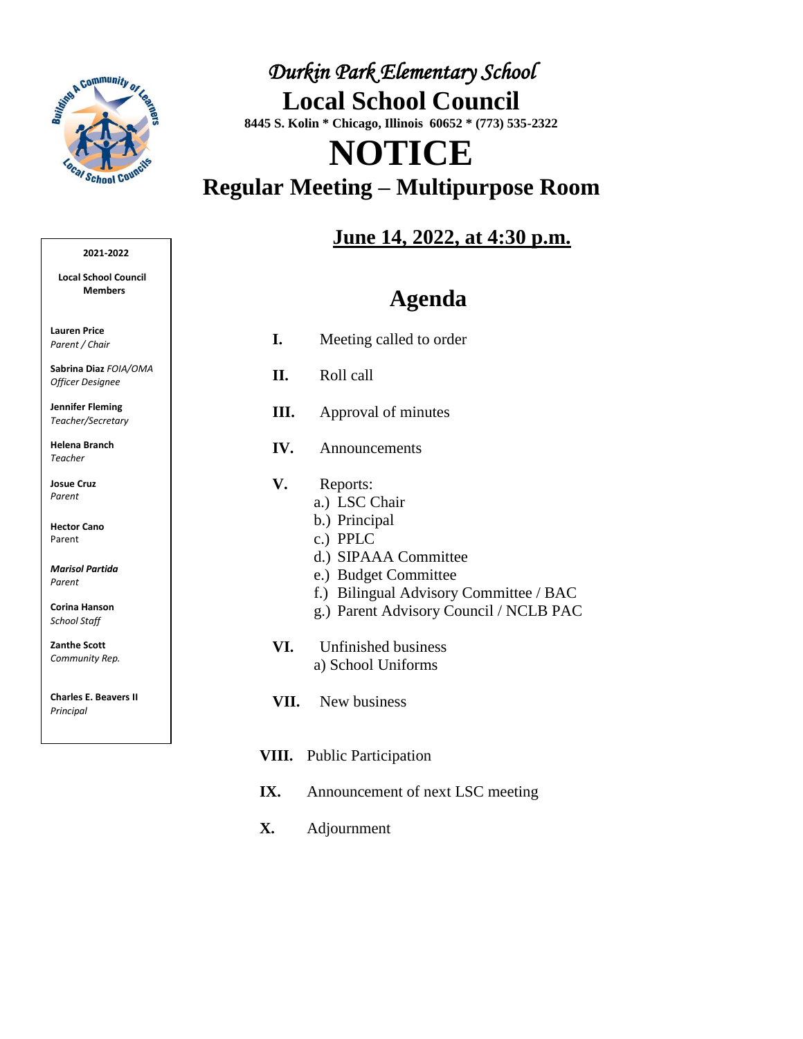*Durkin Park Elementary School*

# Local School Council

**8445 S. Kolin * Chicago, Illinois 60652 * (773) 535-2322**

# NOTICE

## Regular Meeting – Multipurpose Room

**June 14, 2022, at 4:30 p.m.**

**2021-2022**

**Local School Council Members**

**Lauren Price**
*Parent / Chair*

**Sabrina Diaz** *FOIA/OMA Officer Designee*

**Jennifer Fleming**
*Teacher/Secretary*

**Helena Branch**
*Teacher*

**Josue Cruz**
*Parent*

**Hector Cano**
Parent

***Marisol Partida***
*Parent*

**Corina Hanson**
*School Staff*

**Zanthe Scott**
*Community Rep.*

**Charles E. Beavers II**
*Principal*

## Agenda

**I.** Meeting called to order

**II.** Roll call

**III.** Approval of minutes

**IV.** Announcements

**V.** Reports:
- a.) LSC Chair
- b.) Principal
- c.) PPLC
- d.) SIPAAA Committee
- e.) Budget Committee
- f.) Bilingual Advisory Committee / BAC
- g.) Parent Advisory Council / NCLB PAC

**VI.** Unfinished business
- a) School Uniforms

**VII.** New business

**VIII.** Public Participation

**IX.** Announcement of next LSC meeting

**X.** Adjournment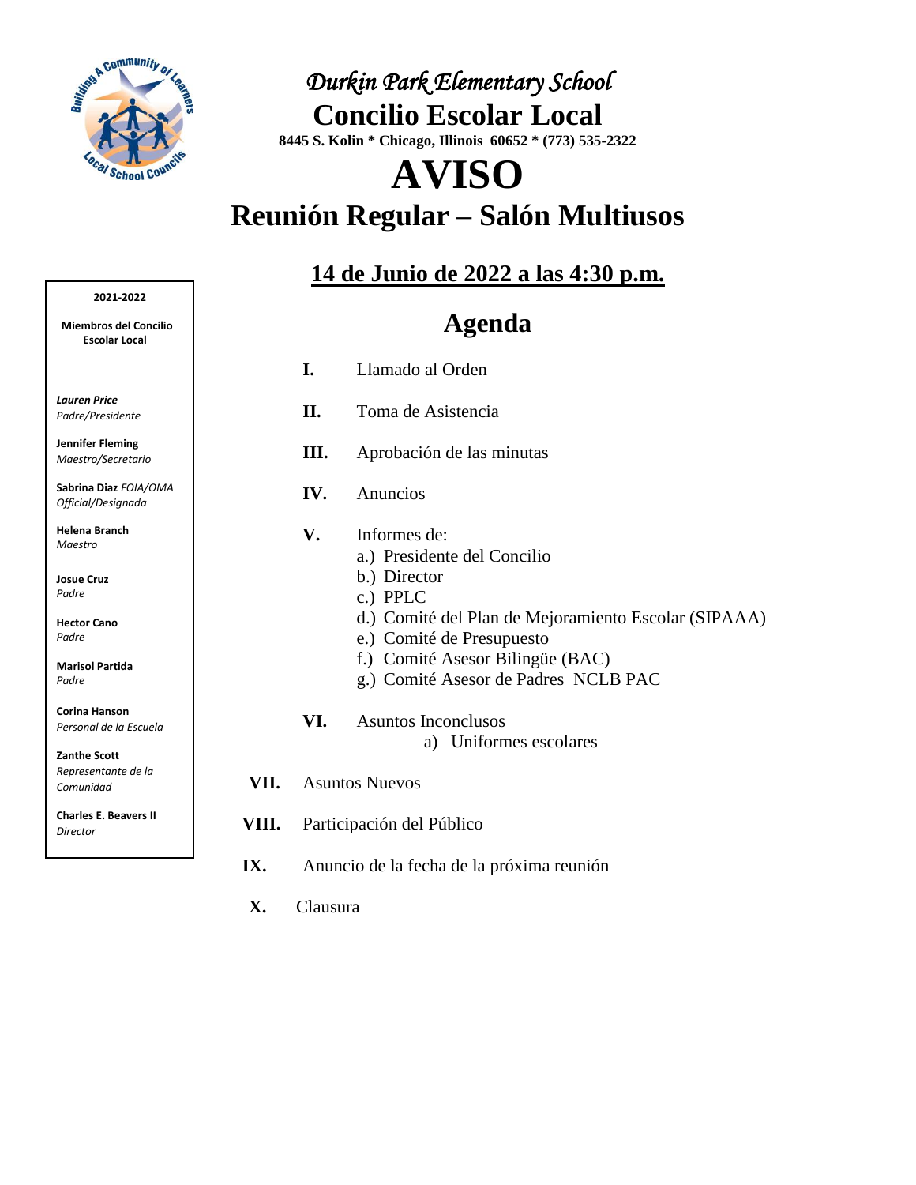*Durkin Park Elementary School*

# Concilio Escolar Local

**8445 S. Kolin * Chicago, Illinois 60652 * (773) 535-2322**

# AVISO

## Reunión Regular – Salón Multiusos

### 14 de Junio de 2022 a las 4:30 p.m.

**2021-2022**

**Miembros del Concilio Escolar Local**

***Lauren Price***
*Padre/Presidente*

**Jennifer Fleming**
*Maestro/Secretario*

**Sabrina Diaz** *FOIA/OMA Official/Designada*

**Helena Branch**
*Maestro*

**Josue Cruz**
*Padre*

**Hector Cano**
*Padre*

**Marisol Partida**
*Padre*

**Corina Hanson**
*Personal de la Escuela*

**Zanthe Scott**
*Representante de la Comunidad*

**Charles E. Beavers II**
*Director*

## Agenda

**I.** Llamado al Orden

**II.** Toma de Asistencia

**III.** Aprobación de las minutas

**IV.** Anuncios

**V.** Informes de:
- a.) Presidente del Concilio
- b.) Director
- c.) PPLC
- d.) Comité del Plan de Mejoramiento Escolar (SIPAAA)
- e.) Comité de Presupuesto
- f.) Comité Asesor Bilingüe (BAC)
- g.) Comité Asesor de Padres NCLB PAC

**VI.** Asuntos Inconclusos
- a) Uniformes escolares

**VII.** Asuntos Nuevos

**VIII.** Participación del Público

**IX.** Anuncio de la fecha de la próxima reunión

**X.** Clausura